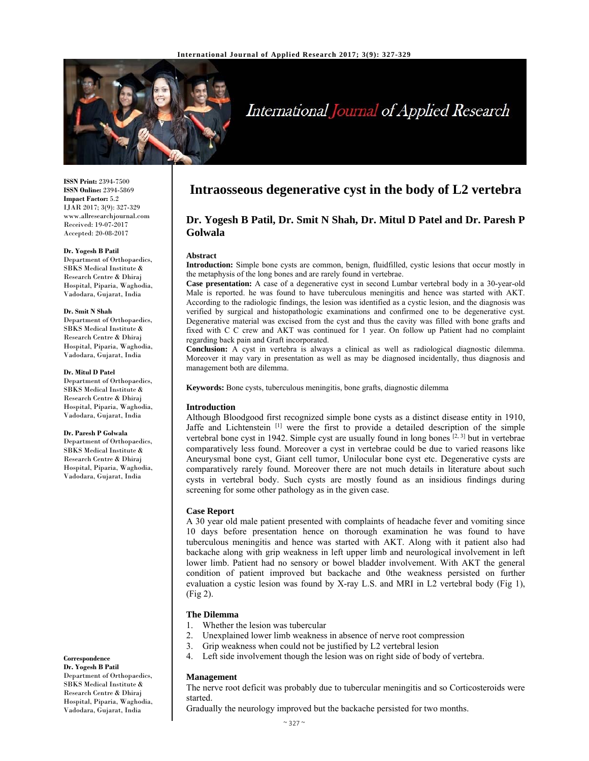# Intraosseous degenerative cyst in the body of L2 vertebra

**Dr. Yogesh B Patil, Dr. Smit N Shah, Dr. Mitul D Patel and Dr. Paresh P Golwala**

**ISSN Print:** 2394-7500
**ISSN Online:** 2394-5869
**Impact Factor:** 5.2
IJAR 2017; 3(9): 327-329
www.allresearchjournal.com
Received: 19-07-2017
Accepted: 20-08-2017

**Dr. Yogesh B Patil**
Department of Orthopaedics, SBKS Medical Institute & Research Centre & Dhiraj Hospital, Piparia, Waghodia, Vadodara, Gujarat, India

**Dr. Smit N Shah**
Department of Orthopaedics, SBKS Medical Institute & Research Centre & Dhiraj Hospital, Piparia, Waghodia, Vadodara, Gujarat, India

**Dr. Mitul D Patel**
Department of Orthopaedics, SBKS Medical Institute & Research Centre & Dhiraj Hospital, Piparia, Waghodia, Vadodara, Gujarat, India

**Dr. Paresh P Golwala**
Department of Orthopaedics, SBKS Medical Institute & Research Centre & Dhiraj Hospital, Piparia, Waghodia, Vadodara, Gujarat, India

**Correspondence**
**Dr. Yogesh B Patil**
Department of Orthopaedics, SBKS Medical Institute & Research Centre & Dhiraj Hospital, Piparia, Waghodia, Vadodara, Gujarat, India

## Abstract

**Introduction:** Simple bone cysts are common, benign, fluidfilled, cystic lesions that occur mostly in the metaphysis of the long bones and are rarely found in vertebrae.

**Case presentation:** A case of a degenerative cyst in second Lumbar vertebral body in a 30-year-old Male is reported. he was found to have tuberculous meningitis and hence was started with AKT. According to the radiologic findings, the lesion was identified as a cystic lesion, and the diagnosis was verified by surgical and histopathologic examinations and confirmed one to be degenerative cyst. Degenerative material was excised from the cyst and thus the cavity was filled with bone grafts and fixed with C C crew and AKT was continued for 1 year. On follow up Patient had no complaint regarding back pain and Graft incorporated.

**Conclusion:** A cyst in vertebra is always a clinical as well as radiological diagnostic dilemma. Moreover it may vary in presentation as well as may be diagnosed incidentally, thus diagnosis and management both are dilemma.

**Keywords:** Bone cysts, tuberculous meningitis, bone grafts, diagnostic dilemma

## Introduction

Although Bloodgood first recognized simple bone cysts as a distinct disease entity in 1910, Jaffe and Lichtenstein [1] were the first to provide a detailed description of the simple vertebral bone cyst in 1942. Simple cyst are usually found in long bones [2, 3] but in vertebrae comparatively less found. Moreover a cyst in vertebrae could be due to varied reasons like Aneurysmal bone cyst, Giant cell tumor, Unilocular bone cyst etc. Degenerative cysts are comparatively rarely found. Moreover there are not much details in literature about such cysts in vertebral body. Such cysts are mostly found as an insidious findings during screening for some other pathology as in the given case.

## Case Report

A 30 year old male patient presented with complaints of headache fever and vomiting since 10 days before presentation hence on thorough examination he was found to have tuberculous meningitis and hence was started with AKT. Along with it patient also had backache along with grip weakness in left upper limb and neurological involvement in left lower limb. Patient had no sensory or bowel bladder involvement. With AKT the general condition of patient improved but backache and 0the weakness persisted on further evaluation a cystic lesion was found by X-ray L.S. and MRI in L2 vertebral body (Fig 1), (Fig 2).

## The Dilemma

1. Whether the lesion was tubercular
2. Unexplained lower limb weakness in absence of nerve root compression
3. Grip weakness when could not be justified by L2 vertebral lesion
4. Left side involvement though the lesion was on right side of body of vertebra.

## Management

The nerve root deficit was probably due to tubercular meningitis and so Corticosteroids were started.

Gradually the neurology improved but the backache persisted for two months.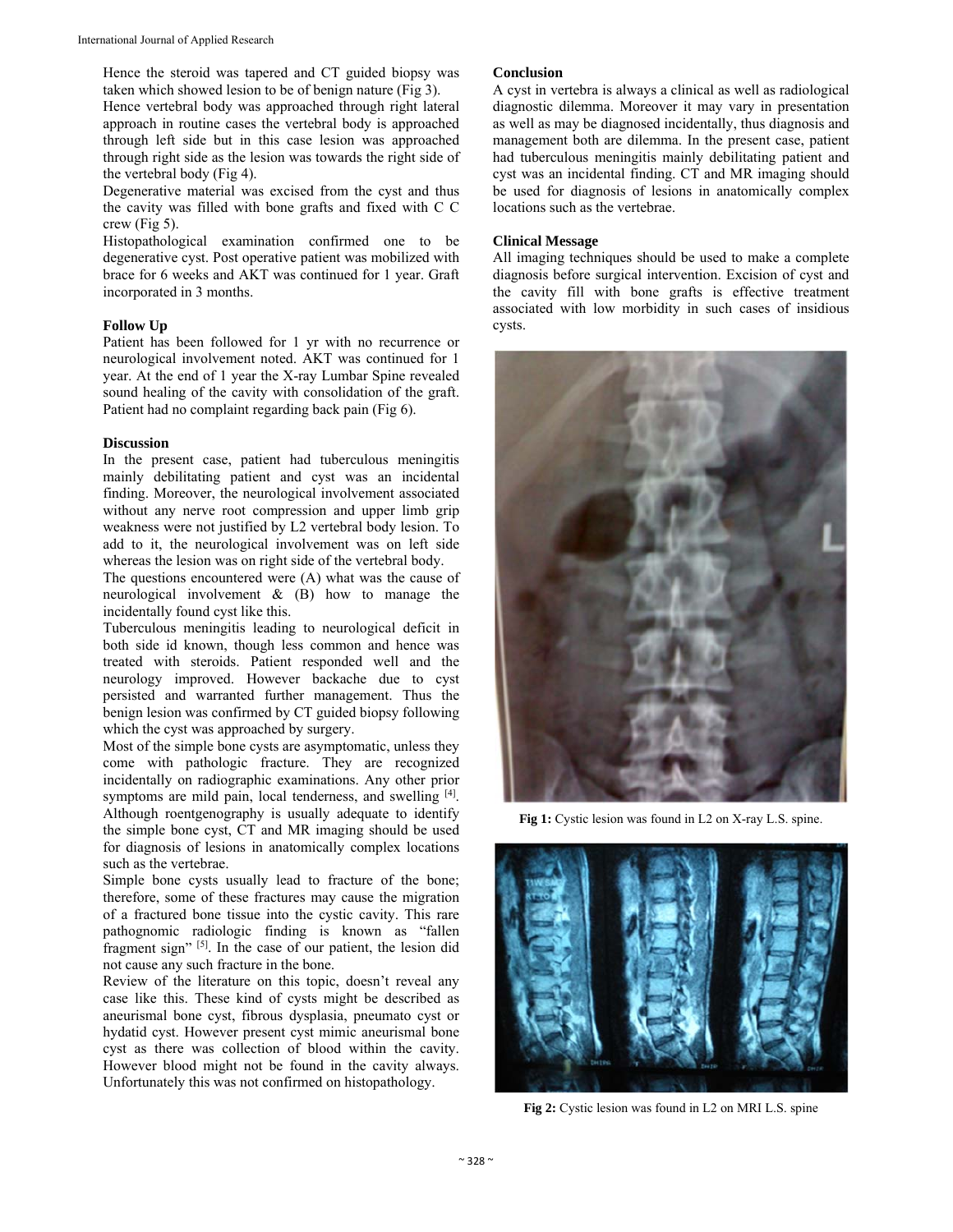Hence the steroid was tapered and CT guided biopsy was taken which showed lesion to be of benign nature (Fig 3).

Hence vertebral body was approached through right lateral approach in routine cases the vertebral body is approached through left side but in this case lesion was approached through right side as the lesion was towards the right side of the vertebral body (Fig 4).

Degenerative material was excised from the cyst and thus the cavity was filled with bone grafts and fixed with C C crew (Fig 5).

Histopathological examination confirmed one to be degenerative cyst. Post operative patient was mobilized with brace for 6 weeks and AKT was continued for 1 year. Graft incorporated in 3 months.

**Follow Up**

Patient has been followed for 1 yr with no recurrence or neurological involvement noted. AKT was continued for 1 year. At the end of 1 year the X-ray Lumbar Spine revealed sound healing of the cavity with consolidation of the graft. Patient had no complaint regarding back pain (Fig 6).

**Discussion**

In the present case, patient had tuberculous meningitis mainly debilitating patient and cyst was an incidental finding. Moreover, the neurological involvement associated without any nerve root compression and upper limb grip weakness were not justified by L2 vertebral body lesion. To add to it, the neurological involvement was on left side whereas the lesion was on right side of the vertebral body.

The questions encountered were (A) what was the cause of neurological involvement & (B) how to manage the incidentally found cyst like this.

Tuberculous meningitis leading to neurological deficit in both side id known, though less common and hence was treated with steroids. Patient responded well and the neurology improved. However backache due to cyst persisted and warranted further management. Thus the benign lesion was confirmed by CT guided biopsy following which the cyst was approached by surgery.

Most of the simple bone cysts are asymptomatic, unless they come with pathologic fracture. They are recognized incidentally on radiographic examinations. Any other prior symptoms are mild pain, local tenderness, and swelling [4]. Although roentgenography is usually adequate to identify the simple bone cyst, CT and MR imaging should be used for diagnosis of lesions in anatomically complex locations such as the vertebrae.

Simple bone cysts usually lead to fracture of the bone; therefore, some of these fractures may cause the migration of a fractured bone tissue into the cystic cavity. This rare pathognomic radiologic finding is known as "fallen fragment sign" [5]. In the case of our patient, the lesion did not cause any such fracture in the bone.

Review of the literature on this topic, doesn't reveal any case like this. These kind of cysts might be described as aneurismal bone cyst, fibrous dysplasia, pneumato cyst or hydatid cyst. However present cyst mimic aneurismal bone cyst as there was collection of blood within the cavity. However blood might not be found in the cavity always. Unfortunately this was not confirmed on histopathology.

**Conclusion**

A cyst in vertebra is always a clinical as well as radiological diagnostic dilemma. Moreover it may vary in presentation as well as may be diagnosed incidentally, thus diagnosis and management both are dilemma. In the present case, patient had tuberculous meningitis mainly debilitating patient and cyst was an incidental finding. CT and MR imaging should be used for diagnosis of lesions in anatomically complex locations such as the vertebrae.

**Clinical Message**

All imaging techniques should be used to make a complete diagnosis before surgical intervention. Excision of cyst and the cavity fill with bone grafts is effective treatment associated with low morbidity in such cases of insidious cysts.

**Fig 1:** Cystic lesion was found in L2 on X-ray L.S. spine.

**Fig 2:** Cystic lesion was found in L2 on MRI L.S. spine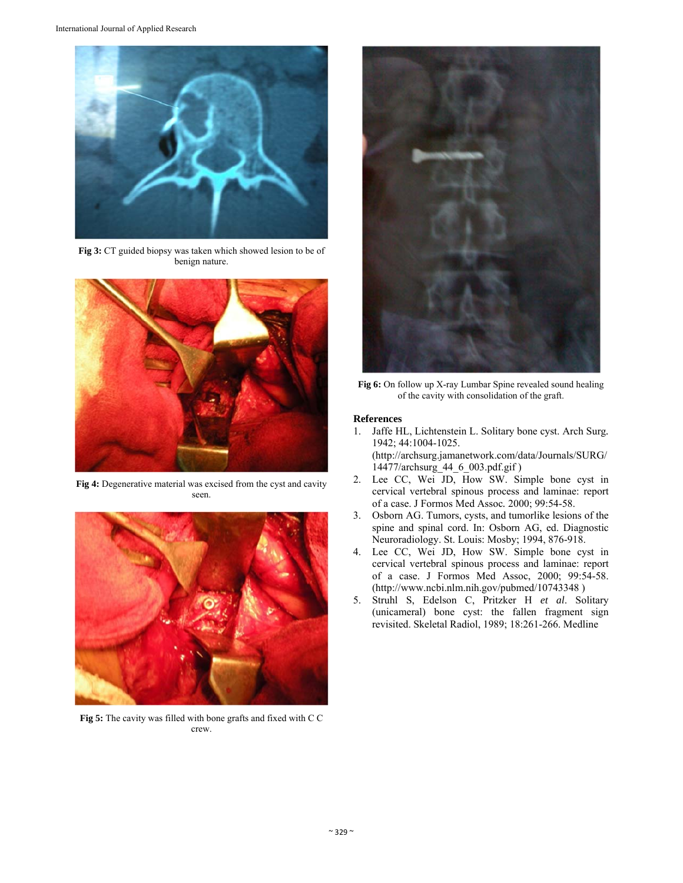Fig 3: CT guided biopsy was taken which showed lesion to be of benign nature.

Fig 4: Degenerative material was excised from the cyst and cavity seen.

Fig 5: The cavity was filled with bone grafts and fixed with C C crew.

Fig 6: On follow up X-ray Lumbar Spine revealed sound healing of the cavity with consolidation of the graft.

## References

1. Jaffe HL, Lichtenstein L. Solitary bone cyst. Arch Surg. 1942; 44:1004-1025. (http://archsurg.jamanetwork.com/data/Journals/SURG/14477/archsurg_44_6_003.pdf.gif )
2. Lee CC, Wei JD, How SW. Simple bone cyst in cervical vertebral spinous process and laminae: report of a case. J Formos Med Assoc. 2000; 99:54-58.
3. Osborn AG. Tumors, cysts, and tumorlike lesions of the spine and spinal cord. In: Osborn AG, ed. Diagnostic Neuroradiology. St. Louis: Mosby; 1994, 876-918.
4. Lee CC, Wei JD, How SW. Simple bone cyst in cervical vertebral spinous process and laminae: report of a case. J Formos Med Assoc, 2000; 99:54-58. (http://www.ncbi.nlm.nih.gov/pubmed/10743348 )
5. Struhl S, Edelson C, Pritzker H *et al*. Solitary (unicameral) bone cyst: the fallen fragment sign revisited. Skeletal Radiol, 1989; 18:261-266. Medline